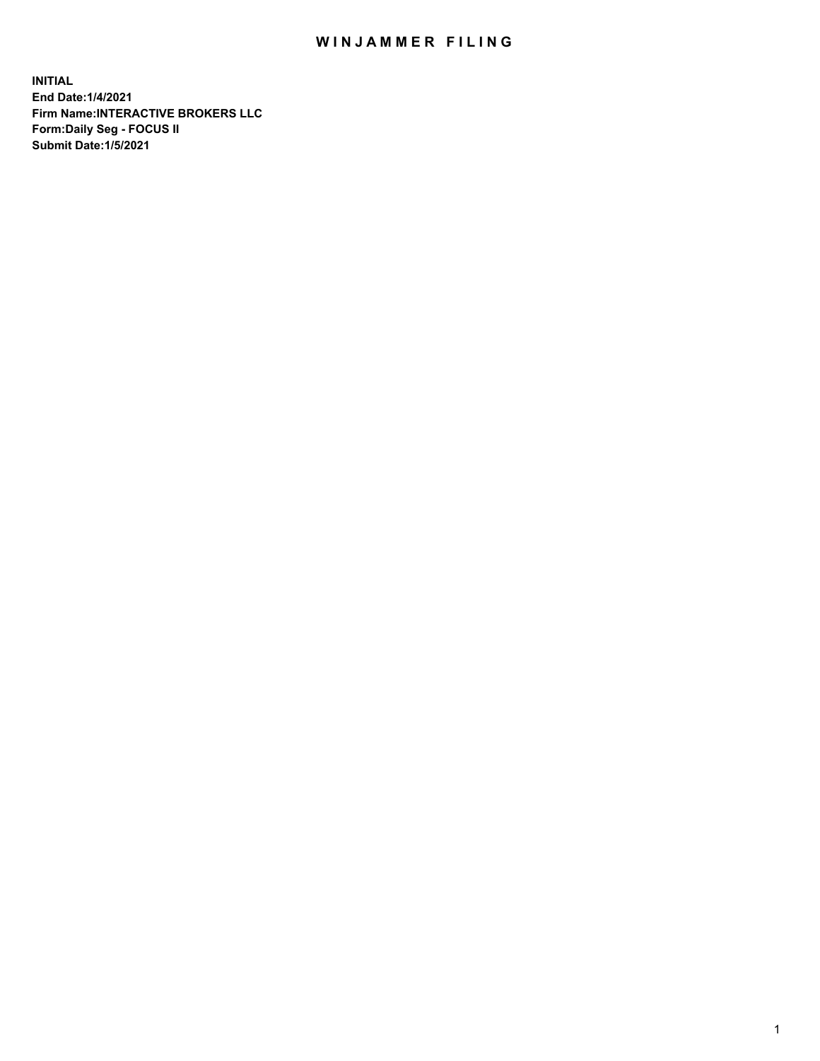# WINJAMMER FILING

**INITIAL**
**End Date:1/4/2021**
**Firm Name:INTERACTIVE BROKERS LLC**
**Form:Daily Seg - FOCUS II**
**Submit Date:1/5/2021**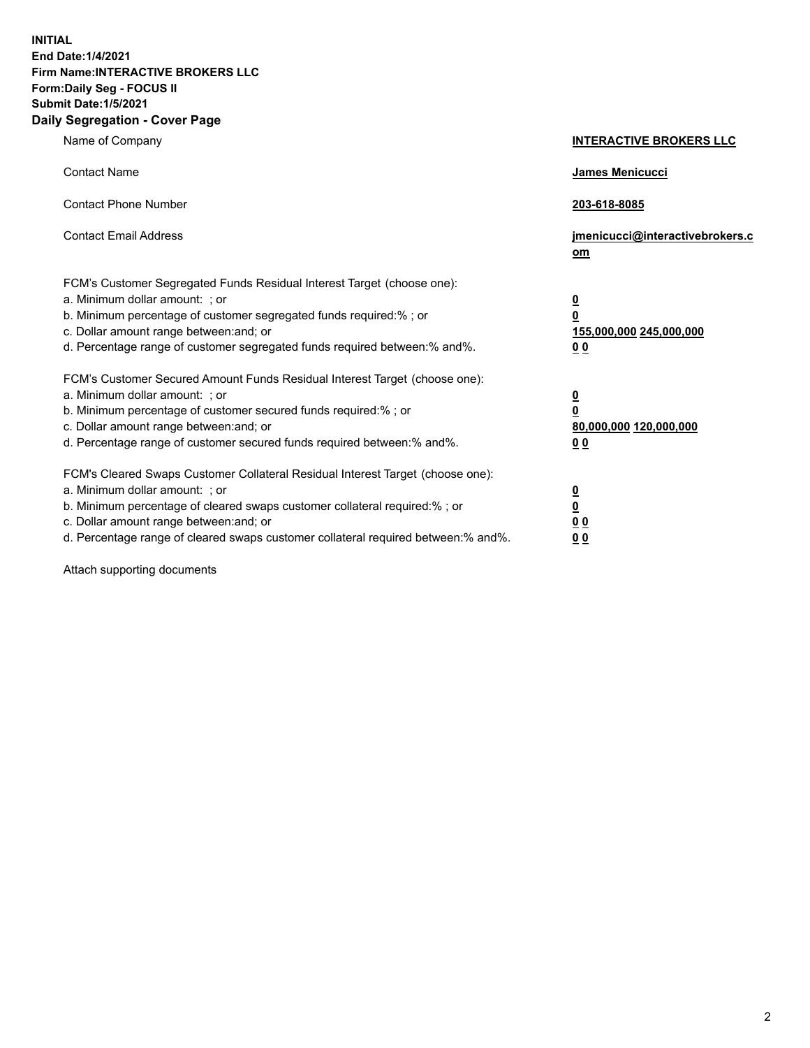**INITIAL**
**End Date:1/4/2021**
**Firm Name:INTERACTIVE BROKERS LLC**
**Form:Daily Seg - FOCUS II**
**Submit Date:1/5/2021**
**Daily Segregation - Cover Page**

| | |
|---|---|
| Name of Company | **INTERACTIVE BROKERS LLC** |
| Contact Name | **James Menicucci** |
| Contact Phone Number | **203-618-8085** |
| Contact Email Address | **jmenicucci@interactivebrokers.com** |
| FCM's Customer Segregated Funds Residual Interest Target (choose one): | |
| a. Minimum dollar amount: ; or | **0** |
| b. Minimum percentage of customer segregated funds required:% ; or | **0** |
| c. Dollar amount range between:and; or | **155,000,000** **245,000,000** |
| d. Percentage range of customer segregated funds required between:% and%. | **0** **0** |
| FCM's Customer Secured Amount Funds Residual Interest Target (choose one): | |
| a. Minimum dollar amount: ; or | **0** |
| b. Minimum percentage of customer secured funds required:% ; or | **0** |
| c. Dollar amount range between:and; or | **80,000,000** **120,000,000** |
| d. Percentage range of customer secured funds required between:% and%. | **0** **0** |
| FCM's Cleared Swaps Customer Collateral Residual Interest Target (choose one): | |
| a. Minimum dollar amount: ; or | **0** |
| b. Minimum percentage of cleared swaps customer collateral required:% ; or | **0** |
| c. Dollar amount range between:and; or | **0** **0** |
| d. Percentage range of cleared swaps customer collateral required between:% and%. | **0** **0** |

Attach supporting documents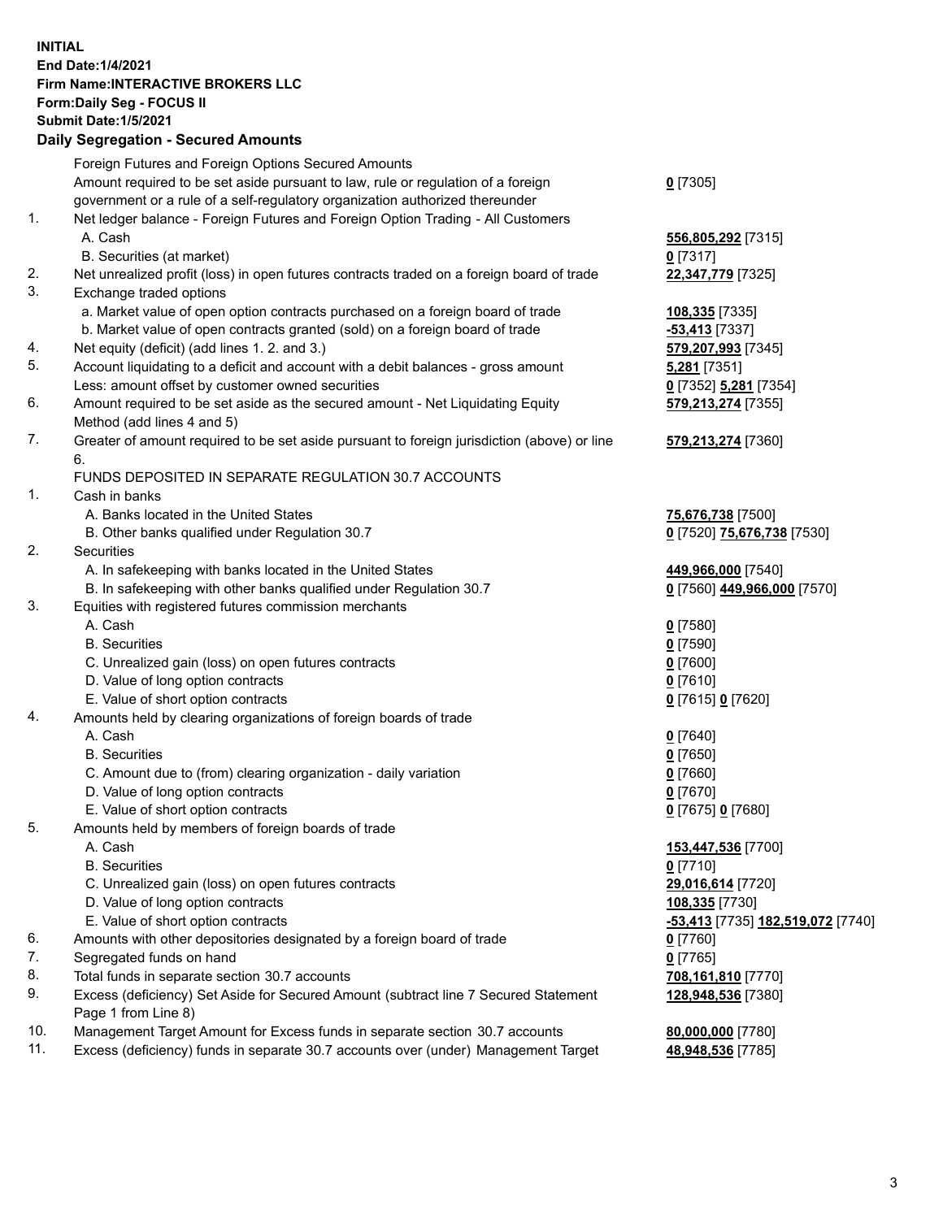**INITIAL**
**End Date:1/4/2021**
**Firm Name:INTERACTIVE BROKERS LLC**
**Form:Daily Seg - FOCUS II**
**Submit Date:1/5/2021**

**Daily Segregation - Secured Amounts**

| | | |
|---|---|---|
| | Foreign Futures and Foreign Options Secured Amounts | |
| | Amount required to be set aside pursuant to law, rule or regulation of a foreign government or a rule of a self-regulatory organization authorized thereunder | **0** [7305] |
| 1. | Net ledger balance - Foreign Futures and Foreign Option Trading - All Customers | |
| | A. Cash | **556,805,292** [7315] |
| | B. Securities (at market) | **0** [7317] |
| 2. | Net unrealized profit (loss) in open futures contracts traded on a foreign board of trade | **22,347,779** [7325] |
| 3. | Exchange traded options | |
| | a. Market value of open option contracts purchased on a foreign board of trade | **108,335** [7335] |
| | b. Market value of open contracts granted (sold) on a foreign board of trade | **-53,413** [7337] |
| 4. | Net equity (deficit) (add lines 1. 2. and 3.) | **579,207,993** [7345] |
| 5. | Account liquidating to a deficit and account with a debit balances - gross amount | **5,281** [7351] |
| | Less: amount offset by customer owned securities | **0** [7352] **5,281** [7354] |
| 6. | Amount required to be set aside as the secured amount - Net Liquidating Equity Method (add lines 4 and 5) | **579,213,274** [7355] |
| 7. | Greater of amount required to be set aside pursuant to foreign jurisdiction (above) or line 6. | **579,213,274** [7360] |
| | FUNDS DEPOSITED IN SEPARATE REGULATION 30.7 ACCOUNTS | |
| 1. | Cash in banks | |
| | A. Banks located in the United States | **75,676,738** [7500] |
| | B. Other banks qualified under Regulation 30.7 | **0** [7520] **75,676,738** [7530] |
| 2. | Securities | |
| | A. In safekeeping with banks located in the United States | **449,966,000** [7540] |
| | B. In safekeeping with other banks qualified under Regulation 30.7 | **0** [7560] **449,966,000** [7570] |
| 3. | Equities with registered futures commission merchants | |
| | A. Cash | **0** [7580] |
| | B. Securities | **0** [7590] |
| | C. Unrealized gain (loss) on open futures contracts | **0** [7600] |
| | D. Value of long option contracts | **0** [7610] |
| | E. Value of short option contracts | **0** [7615] **0** [7620] |
| 4. | Amounts held by clearing organizations of foreign boards of trade | |
| | A. Cash | **0** [7640] |
| | B. Securities | **0** [7650] |
| | C. Amount due to (from) clearing organization - daily variation | **0** [7660] |
| | D. Value of long option contracts | **0** [7670] |
| | E. Value of short option contracts | **0** [7675] **0** [7680] |
| 5. | Amounts held by members of foreign boards of trade | |
| | A. Cash | **153,447,536** [7700] |
| | B. Securities | **0** [7710] |
| | C. Unrealized gain (loss) on open futures contracts | **29,016,614** [7720] |
| | D. Value of long option contracts | **108,335** [7730] |
| | E. Value of short option contracts | **-53,413** [7735] **182,519,072** [7740] |
| 6. | Amounts with other depositories designated by a foreign board of trade | **0** [7760] |
| 7. | Segregated funds on hand | **0** [7765] |
| 8. | Total funds in separate section 30.7 accounts | **708,161,810** [7770] |
| 9. | Excess (deficiency) Set Aside for Secured Amount (subtract line 7 Secured Statement Page 1 from Line 8) | **128,948,536** [7380] |
| 10. | Management Target Amount for Excess funds in separate section 30.7 accounts | **80,000,000** [7780] |
| 11. | Excess (deficiency) funds in separate 30.7 accounts over (under) Management Target | **48,948,536** [7785] |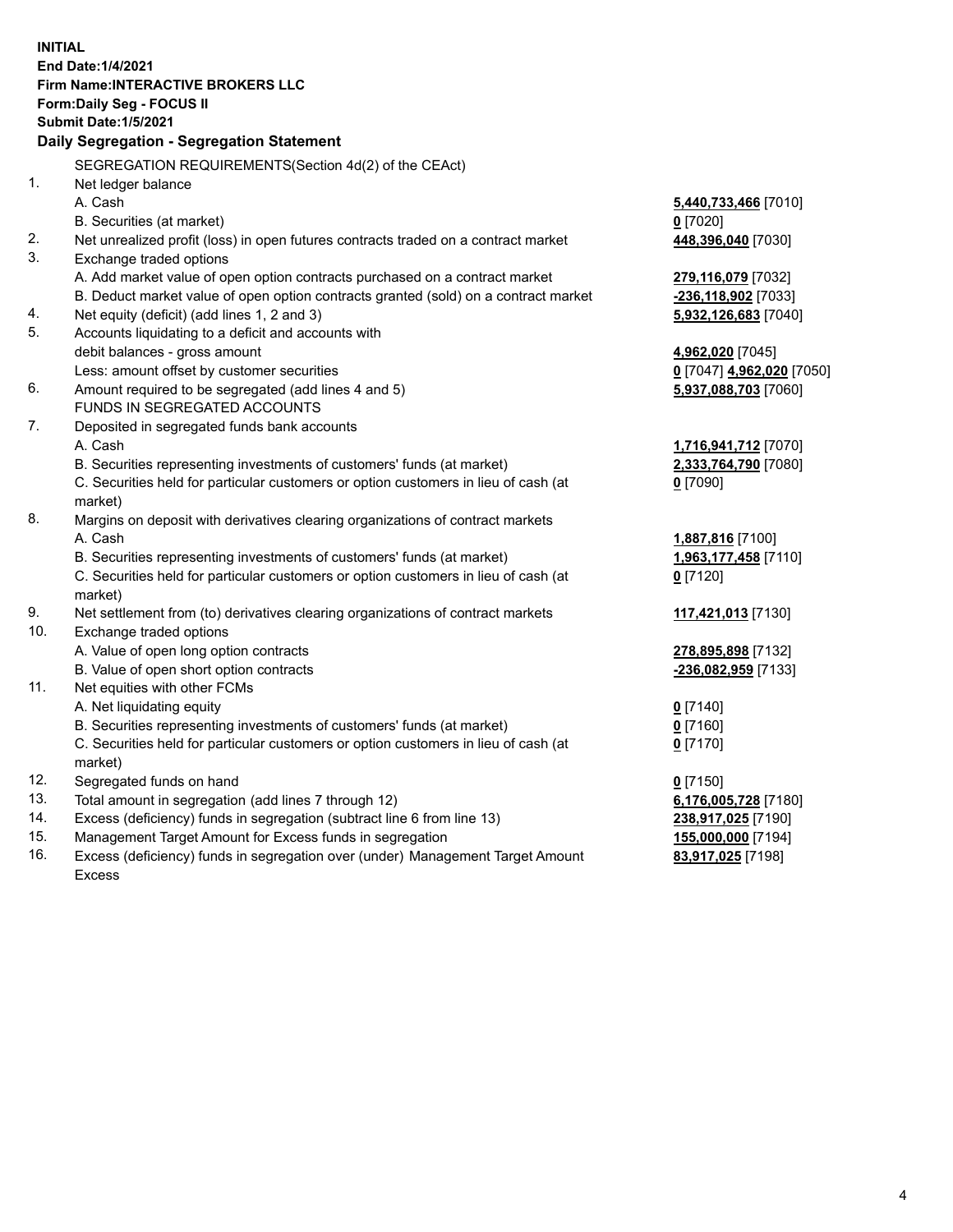**INITIAL**
**End Date:1/4/2021**
**Firm Name:INTERACTIVE BROKERS LLC**
**Form:Daily Seg - FOCUS II**
**Submit Date:1/5/2021**

## Daily Segregation - Segregation Statement

SEGREGATION REQUIREMENTS(Section 4d(2) of the CEAct)

| | | |
|---|---|---|
| 1. | Net ledger balance | |
| | A. Cash | **5,440,733,466** [7010] |
| | B. Securities (at market) | **0** [7020] |
| 2. | Net unrealized profit (loss) in open futures contracts traded on a contract market | **448,396,040** [7030] |
| 3. | Exchange traded options | |
| | A. Add market value of open option contracts purchased on a contract market | **279,116,079** [7032] |
| | B. Deduct market value of open option contracts granted (sold) on a contract market | **-236,118,902** [7033] |
| 4. | Net equity (deficit) (add lines 1, 2 and 3) | **5,932,126,683** [7040] |
| 5. | Accounts liquidating to a deficit and accounts with debit balances - gross amount | **4,962,020** [7045] |
| | Less: amount offset by customer securities | **0** [7047] **4,962,020** [7050] |
| 6. | Amount required to be segregated (add lines 4 and 5) | **5,937,088,703** [7060] |
| | FUNDS IN SEGREGATED ACCOUNTS | |
| 7. | Deposited in segregated funds bank accounts | |
| | A. Cash | **1,716,941,712** [7070] |
| | B. Securities representing investments of customers' funds (at market) | **2,333,764,790** [7080] |
| | C. Securities held for particular customers or option customers in lieu of cash (at market) | **0** [7090] |
| 8. | Margins on deposit with derivatives clearing organizations of contract markets | |
| | A. Cash | **1,887,816** [7100] |
| | B. Securities representing investments of customers' funds (at market) | **1,963,177,458** [7110] |
| | C. Securities held for particular customers or option customers in lieu of cash (at market) | **0** [7120] |
| 9. | Net settlement from (to) derivatives clearing organizations of contract markets | **117,421,013** [7130] |
| 10. | Exchange traded options | |
| | A. Value of open long option contracts | **278,895,898** [7132] |
| | B. Value of open short option contracts | **-236,082,959** [7133] |
| 11. | Net equities with other FCMs | |
| | A. Net liquidating equity | **0** [7140] |
| | B. Securities representing investments of customers' funds (at market) | **0** [7160] |
| | C. Securities held for particular customers or option customers in lieu of cash (at market) | **0** [7170] |
| 12. | Segregated funds on hand | **0** [7150] |
| 13. | Total amount in segregation (add lines 7 through 12) | **6,176,005,728** [7180] |
| 14. | Excess (deficiency) funds in segregation (subtract line 6 from line 13) | **238,917,025** [7190] |
| 15. | Management Target Amount for Excess funds in segregation | **155,000,000** [7194] |
| 16. | Excess (deficiency) funds in segregation over (under) Management Target Amount Excess | **83,917,025** [7198] |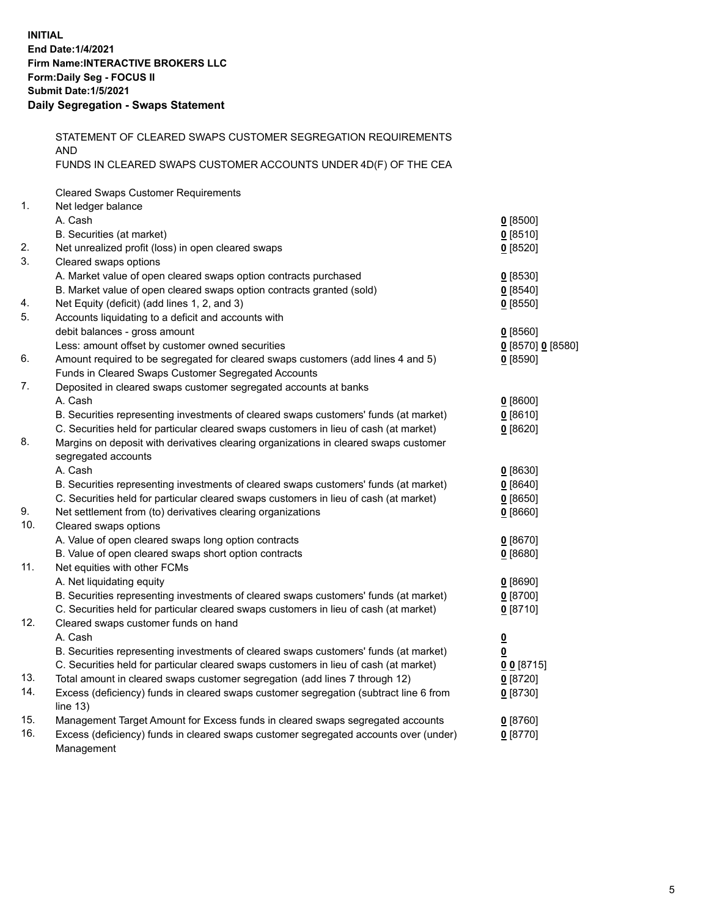**INITIAL**
**End Date:1/4/2021**
**Firm Name:INTERACTIVE BROKERS LLC**
**Form:Daily Seg - FOCUS II**
**Submit Date:1/5/2021**
**Daily Segregation - Swaps Statement**

STATEMENT OF CLEARED SWAPS CUSTOMER SEGREGATION REQUIREMENTS AND FUNDS IN CLEARED SWAPS CUSTOMER ACCOUNTS UNDER 4D(F) OF THE CEA

| | | |
|---|---|---|
| | Cleared Swaps Customer Requirements | |
| 1. | Net ledger balance | |
| | A. Cash | 0 [8500] |
| | B. Securities (at market) | 0 [8510] |
| 2. | Net unrealized profit (loss) in open cleared swaps | 0 [8520] |
| 3. | Cleared swaps options | |
| | A. Market value of open cleared swaps option contracts purchased | 0 [8530] |
| | B. Market value of open cleared swaps option contracts granted (sold) | 0 [8540] |
| 4. | Net Equity (deficit) (add lines 1, 2, and 3) | 0 [8550] |
| 5. | Accounts liquidating to a deficit and accounts with debit balances - gross amount | 0 [8560] |
| | Less: amount offset by customer owned securities | 0 [8570] 0 [8580] |
| 6. | Amount required to be segregated for cleared swaps customers (add lines 4 and 5) | 0 [8590] |
| | Funds in Cleared Swaps Customer Segregated Accounts | |
| 7. | Deposited in cleared swaps customer segregated accounts at banks | |
| | A. Cash | 0 [8600] |
| | B. Securities representing investments of cleared swaps customers' funds (at market) | 0 [8610] |
| | C. Securities held for particular cleared swaps customers in lieu of cash (at market) | 0 [8620] |
| 8. | Margins on deposit with derivatives clearing organizations in cleared swaps customer segregated accounts | |
| | A. Cash | 0 [8630] |
| | B. Securities representing investments of cleared swaps customers' funds (at market) | 0 [8640] |
| | C. Securities held for particular cleared swaps customers in lieu of cash (at market) | 0 [8650] |
| 9. | Net settlement from (to) derivatives clearing organizations | 0 [8660] |
| 10. | Cleared swaps options | |
| | A. Value of open cleared swaps long option contracts | 0 [8670] |
| | B. Value of open cleared swaps short option contracts | 0 [8680] |
| 11. | Net equities with other FCMs | |
| | A. Net liquidating equity | 0 [8690] |
| | B. Securities representing investments of cleared swaps customers' funds (at market) | 0 [8700] |
| | C. Securities held for particular cleared swaps customers in lieu of cash (at market) | 0 [8710] |
| 12. | Cleared swaps customer funds on hand | |
| | A. Cash | 0 |
| | B. Securities representing investments of cleared swaps customers' funds (at market) | 0 |
| | C. Securities held for particular cleared swaps customers in lieu of cash (at market) | 0 0 [8715] |
| 13. | Total amount in cleared swaps customer segregation (add lines 7 through 12) | 0 [8720] |
| 14. | Excess (deficiency) funds in cleared swaps customer segregation (subtract line 6 from line 13) | 0 [8730] |
| 15. | Management Target Amount for Excess funds in cleared swaps segregated accounts | 0 [8760] |
| 16. | Excess (deficiency) funds in cleared swaps customer segregated accounts over (under) Management | 0 [8770] |